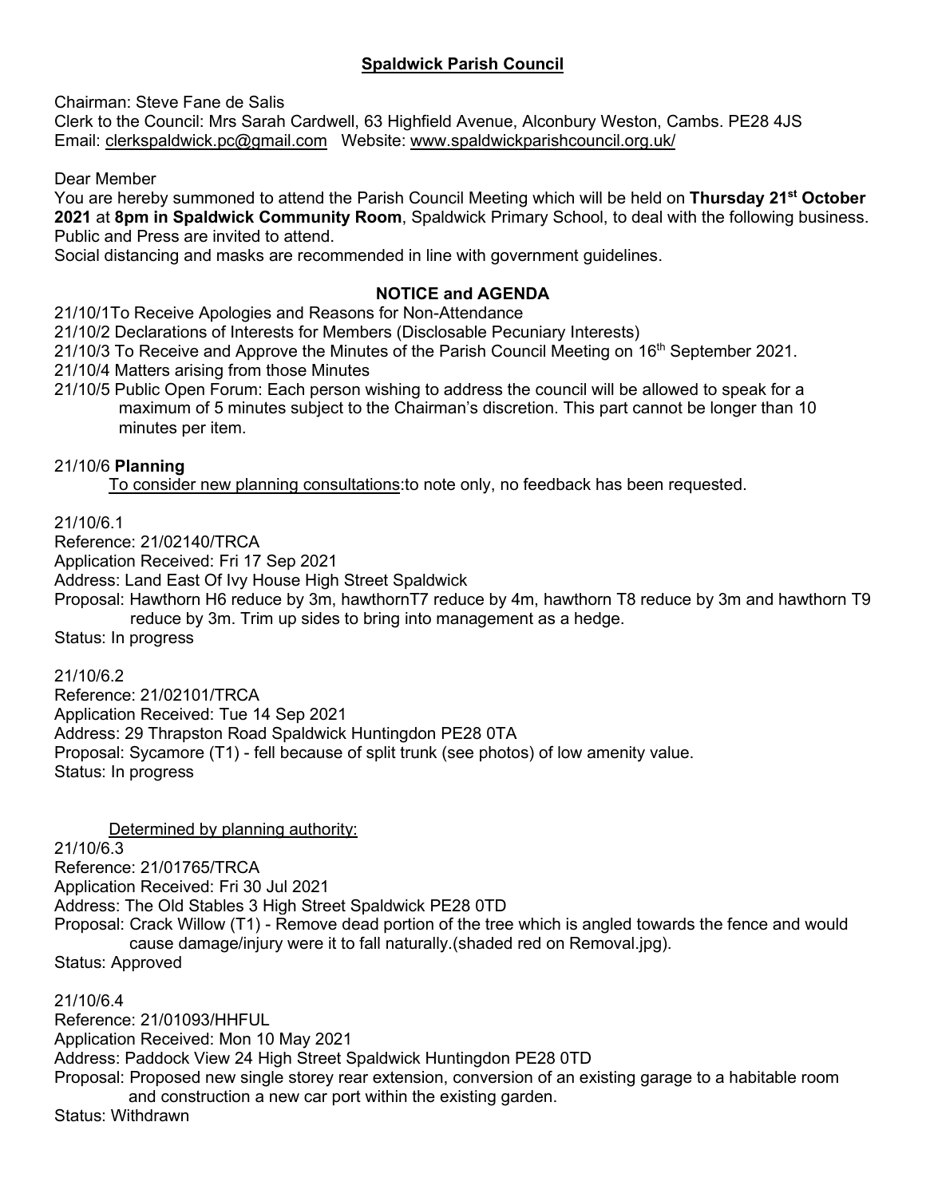# Spaldwick Parish Council

Chairman: Steve Fane de Salis
Clerk to the Council: Mrs Sarah Cardwell, 63 Highfield Avenue, Alconbury Weston, Cambs. PE28 4JS
Email: clerkspaldwick.pc@gmail.com Website: www.spaldwickparishcouncil.org.uk/

Dear Member

You are hereby summoned to attend the Parish Council Meeting which will be held on **Thursday 21st October 2021** at **8pm in Spaldwick Community Room**, Spaldwick Primary School, to deal with the following business. Public and Press are invited to attend.

Social distancing and masks are recommended in line with government guidelines.

## NOTICE and AGENDA

21/10/1To Receive Apologies and Reasons for Non-Attendance

21/10/2 Declarations of Interests for Members (Disclosable Pecuniary Interests)

21/10/3 To Receive and Approve the Minutes of the Parish Council Meeting on 16th September 2021.

21/10/4 Matters arising from those Minutes

21/10/5 Public Open Forum: Each person wishing to address the council will be allowed to speak for a maximum of 5 minutes subject to the Chairman's discretion. This part cannot be longer than 10 minutes per item.

21/10/6 **Planning**

To consider new planning consultations:to note only, no feedback has been requested.

21/10/6.1
Reference: 21/02140/TRCA
Application Received: Fri 17 Sep 2021
Address: Land East Of Ivy House High Street Spaldwick
Proposal: Hawthorn H6 reduce by 3m, hawthornT7 reduce by 4m, hawthorn T8 reduce by 3m and hawthorn T9 reduce by 3m. Trim up sides to bring into management as a hedge.
Status: In progress

21/10/6.2
Reference: 21/02101/TRCA
Application Received: Tue 14 Sep 2021
Address: 29 Thrapston Road Spaldwick Huntingdon PE28 0TA
Proposal: Sycamore (T1) - fell because of split trunk (see photos) of low amenity value.
Status: In progress

Determined by planning authority:

21/10/6.3
Reference: 21/01765/TRCA
Application Received: Fri 30 Jul 2021
Address: The Old Stables 3 High Street Spaldwick PE28 0TD
Proposal: Crack Willow (T1) - Remove dead portion of the tree which is angled towards the fence and would cause damage/injury were it to fall naturally.(shaded red on Removal.jpg).
Status: Approved

21/10/6.4
Reference: 21/01093/HHFUL
Application Received: Mon 10 May 2021
Address: Paddock View 24 High Street Spaldwick Huntingdon PE28 0TD
Proposal: Proposed new single storey rear extension, conversion of an existing garage to a habitable room and construction a new car port within the existing garden.
Status: Withdrawn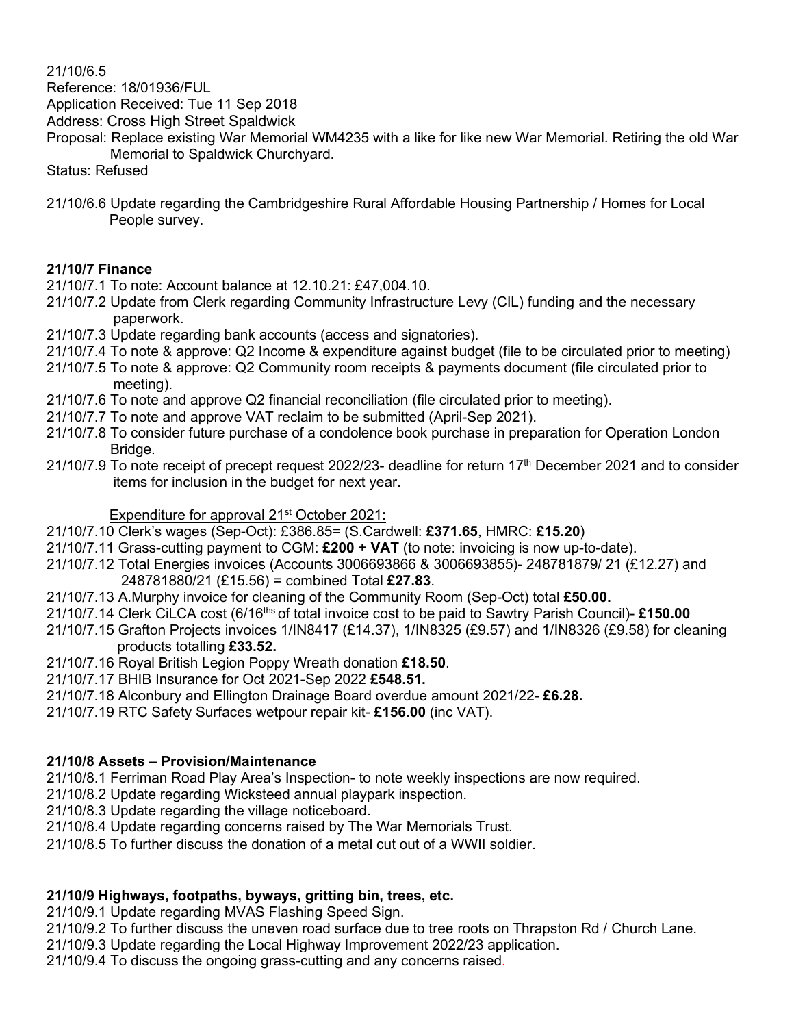21/10/6.5
Reference: 18/01936/FUL
Application Received: Tue 11 Sep 2018
Address: Cross High Street Spaldwick
Proposal: Replace existing War Memorial WM4235 with a like for like new War Memorial. Retiring the old War Memorial to Spaldwick Churchyard.
Status: Refused

21/10/6.6 Update regarding the Cambridgeshire Rural Affordable Housing Partnership / Homes for Local People survey.

**21/10/7 Finance**

21/10/7.1 To note: Account balance at 12.10.21: £47,004.10.
21/10/7.2 Update from Clerk regarding Community Infrastructure Levy (CIL) funding and the necessary paperwork.
21/10/7.3 Update regarding bank accounts (access and signatories).
21/10/7.4 To note & approve: Q2 Income & expenditure against budget (file to be circulated prior to meeting)
21/10/7.5 To note & approve: Q2 Community room receipts & payments document (file circulated prior to meeting).
21/10/7.6 To note and approve Q2 financial reconciliation (file circulated prior to meeting).
21/10/7.7 To note and approve VAT reclaim to be submitted (April-Sep 2021).
21/10/7.8 To consider future purchase of a condolence book purchase in preparation for Operation London Bridge.
21/10/7.9 To note receipt of precept request 2022/23- deadline for return 17th December 2021 and to consider items for inclusion in the budget for next year.

Expenditure for approval 21st October 2021:

21/10/7.10 Clerk's wages (Sep-Oct): £386.85= (S.Cardwell: **£371.65**, HMRC: **£15.20**)
21/10/7.11 Grass-cutting payment to CGM: **£200 + VAT** (to note: invoicing is now up-to-date).
21/10/7.12 Total Energies invoices (Accounts 3006693866 & 3006693855)- 248781879/ 21 (£12.27) and 248781880/21 (£15.56) = combined Total **£27.83**.
21/10/7.13 A.Murphy invoice for cleaning of the Community Room (Sep-Oct) total **£50.00.**
21/10/7.14 Clerk CiLCA cost (6/16ths of total invoice cost to be paid to Sawtry Parish Council)- **£150.00**
21/10/7.15 Grafton Projects invoices 1/IN8417 (£14.37), 1/IN8325 (£9.57) and 1/IN8326 (£9.58) for cleaning products totalling **£33.52.**
21/10/7.16 Royal British Legion Poppy Wreath donation **£18.50**.
21/10/7.17 BHIB Insurance for Oct 2021-Sep 2022 **£548.51.**
21/10/7.18 Alconbury and Ellington Drainage Board overdue amount 2021/22- **£6.28.**
21/10/7.19 RTC Safety Surfaces wetpour repair kit- **£156.00** (inc VAT).

**21/10/8 Assets – Provision/Maintenance**

21/10/8.1 Ferriman Road Play Area's Inspection- to note weekly inspections are now required.
21/10/8.2 Update regarding Wicksteed annual playpark inspection.
21/10/8.3 Update regarding the village noticeboard.
21/10/8.4 Update regarding concerns raised by The War Memorials Trust.
21/10/8.5 To further discuss the donation of a metal cut out of a WWII soldier.

**21/10/9 Highways, footpaths, byways, gritting bin, trees, etc.**

21/10/9.1 Update regarding MVAS Flashing Speed Sign.
21/10/9.2 To further discuss the uneven road surface due to tree roots on Thrapston Rd / Church Lane.
21/10/9.3 Update regarding the Local Highway Improvement 2022/23 application.
21/10/9.4 To discuss the ongoing grass-cutting and any concerns raised.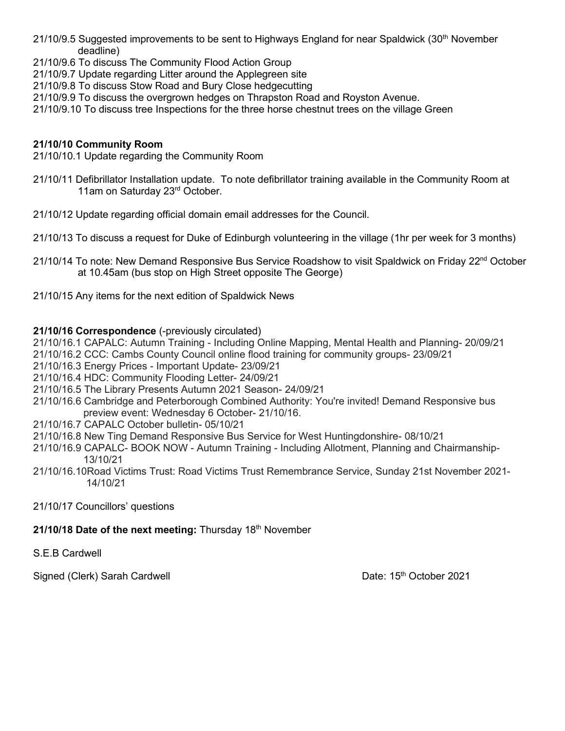21/10/9.5 Suggested improvements to be sent to Highways England for near Spaldwick (30th November deadline)
21/10/9.6 To discuss The Community Flood Action Group
21/10/9.7 Update regarding Litter around the Applegreen site
21/10/9.8 To discuss Stow Road and Bury Close hedgecutting
21/10/9.9 To discuss the overgrown hedges on Thrapston Road and Royston Avenue.
21/10/9.10 To discuss tree Inspections for the three horse chestnut trees on the village Green

**21/10/10 Community Room**
21/10/10.1 Update regarding the Community Room

21/10/11 Defibrillator Installation update. To note defibrillator training available in the Community Room at 11am on Saturday 23rd October.

21/10/12 Update regarding official domain email addresses for the Council.

21/10/13 To discuss a request for Duke of Edinburgh volunteering in the village (1hr per week for 3 months)

21/10/14 To note: New Demand Responsive Bus Service Roadshow to visit Spaldwick on Friday 22nd October at 10.45am (bus stop on High Street opposite The George)

21/10/15 Any items for the next edition of Spaldwick News

**21/10/16 Correspondence** (-previously circulated)
21/10/16.1 CAPALC: Autumn Training - Including Online Mapping, Mental Health and Planning- 20/09/21
21/10/16.2 CCC: Cambs County Council online flood training for community groups- 23/09/21
21/10/16.3 Energy Prices - Important Update- 23/09/21
21/10/16.4 HDC: Community Flooding Letter- 24/09/21
21/10/16.5 The Library Presents Autumn 2021 Season- 24/09/21
21/10/16.6 Cambridge and Peterborough Combined Authority: You're invited! Demand Responsive bus preview event: Wednesday 6 October- 21/10/16.
21/10/16.7 CAPALC October bulletin- 05/10/21
21/10/16.8 New Ting Demand Responsive Bus Service for West Huntingdonshire- 08/10/21
21/10/16.9 CAPALC- BOOK NOW - Autumn Training - Including Allotment, Planning and Chairmanship- 13/10/21
21/10/16.10Road Victims Trust: Road Victims Trust Remembrance Service, Sunday 21st November 2021- 14/10/21

21/10/17 Councillors' questions

**21/10/18 Date of the next meeting:** Thursday 18th November

S.E.B Cardwell

Signed (Clerk) Sarah Cardwell Date: 15th October 2021